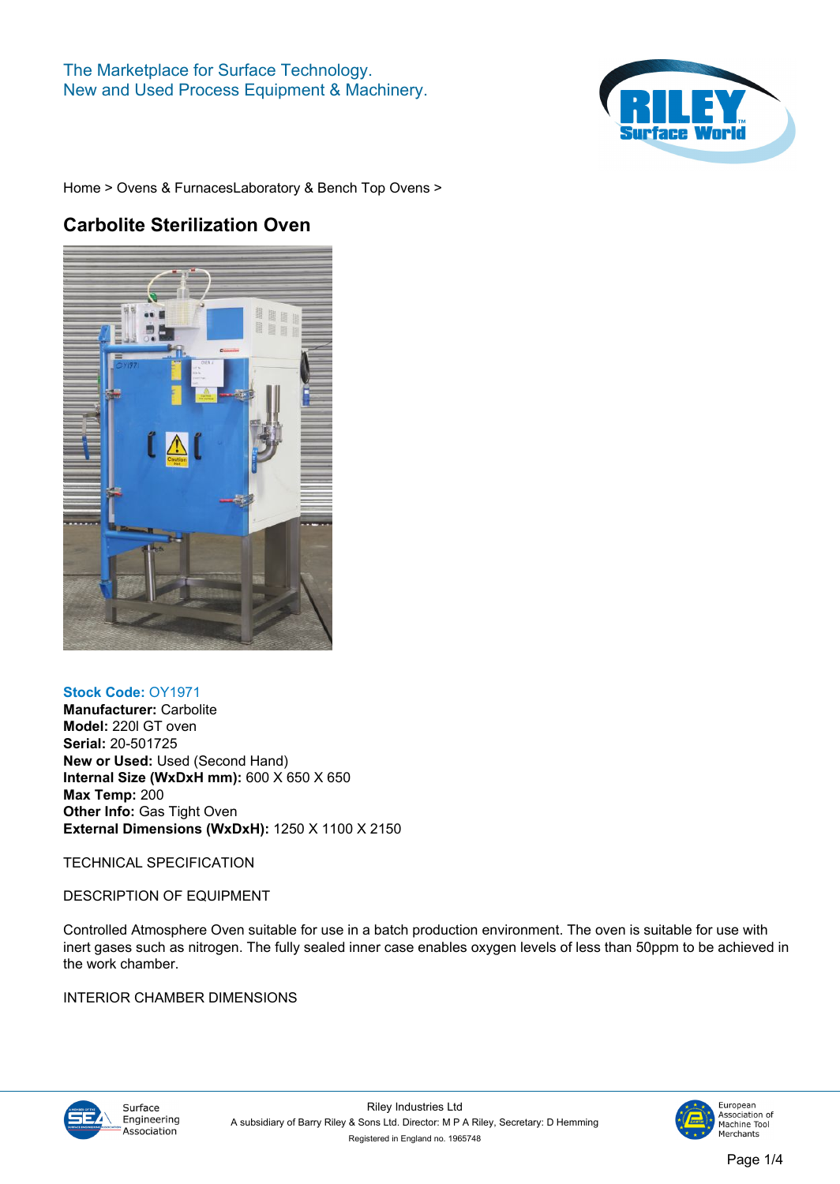The Marketplace for Surface Technology.
New and Used Process Equipment & Machinery.

Home > Ovens & FurnacesLaboratory & Bench Top Ovens >

# Carbolite Sterilization Oven

**Stock Code:** OY1971
**Manufacturer:** Carbolite
**Model:** 220l GT oven
**Serial:** 20-501725
**New or Used:** Used (Second Hand)
**Internal Size (WxDxH mm):** 600 X 650 X 650
**Max Temp:** 200
**Other Info:** Gas Tight Oven
**External Dimensions (WxDxH):** 1250 X 1100 X 2150

TECHNICAL SPECIFICATION

DESCRIPTION OF EQUIPMENT

Controlled Atmosphere Oven suitable for use in a batch production environment. The oven is suitable for use with inert gases such as nitrogen. The fully sealed inner case enables oxygen levels of less than 50ppm to be achieved in the work chamber.

INTERIOR CHAMBER DIMENSIONS

Surface Engineering Association

Riley Industries Ltd
A subsidiary of Barry Riley & Sons Ltd. Director: M P A Riley, Secretary: D Hemming
Registered in England no. 1965748

European Association of Machine Tool Merchants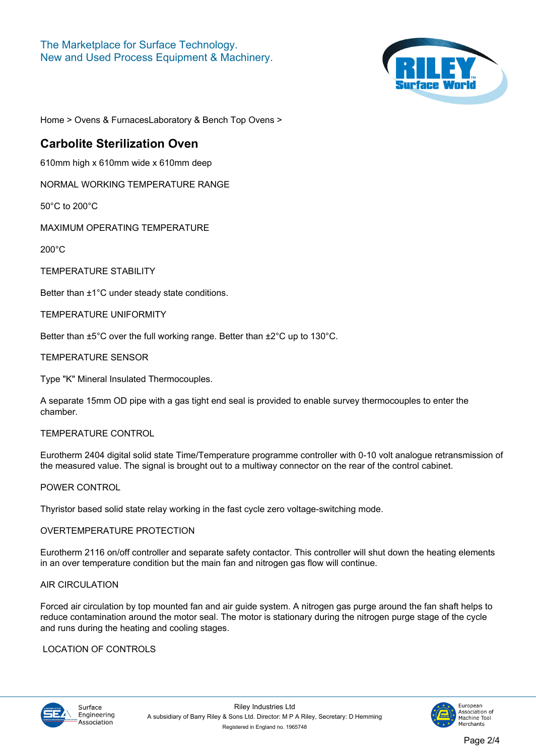The Marketplace for Surface Technology.
New and Used Process Equipment & Machinery.

Home > Ovens & FurnacesLaboratory & Bench Top Ovens >

## Carbolite Sterilization Oven

610mm high x 610mm wide x 610mm deep

NORMAL WORKING TEMPERATURE RANGE

50°C to 200°C

MAXIMUM OPERATING TEMPERATURE

200°C

TEMPERATURE STABILITY

Better than ±1°C under steady state conditions.

TEMPERATURE UNIFORMITY

Better than ±5°C over the full working range. Better than ±2°C up to 130°C.

TEMPERATURE SENSOR

Type "K" Mineral Insulated Thermocouples.

A separate 15mm OD pipe with a gas tight end seal is provided to enable survey thermocouples to enter the chamber.

TEMPERATURE CONTROL

Eurotherm 2404 digital solid state Time/Temperature programme controller with 0-10 volt analogue retransmission of the measured value. The signal is brought out to a multiway connector on the rear of the control cabinet.

POWER CONTROL

Thyristor based solid state relay working in the fast cycle zero voltage-switching mode.

OVERTEMPERATURE PROTECTION

Eurotherm 2116 on/off controller and separate safety contactor. This controller will shut down the heating elements in an over temperature condition but the main fan and nitrogen gas flow will continue.

AIR CIRCULATION

Forced air circulation by top mounted fan and air guide system. A nitrogen gas purge around the fan shaft helps to reduce contamination around the motor seal. The motor is stationary during the nitrogen purge stage of the cycle and runs during the heating and cooling stages.

LOCATION OF CONTROLS

Riley Industries Ltd
A subsidiary of Barry Riley & Sons Ltd. Director: M P A Riley, Secretary: D Hemming
Registered in England no. 1965748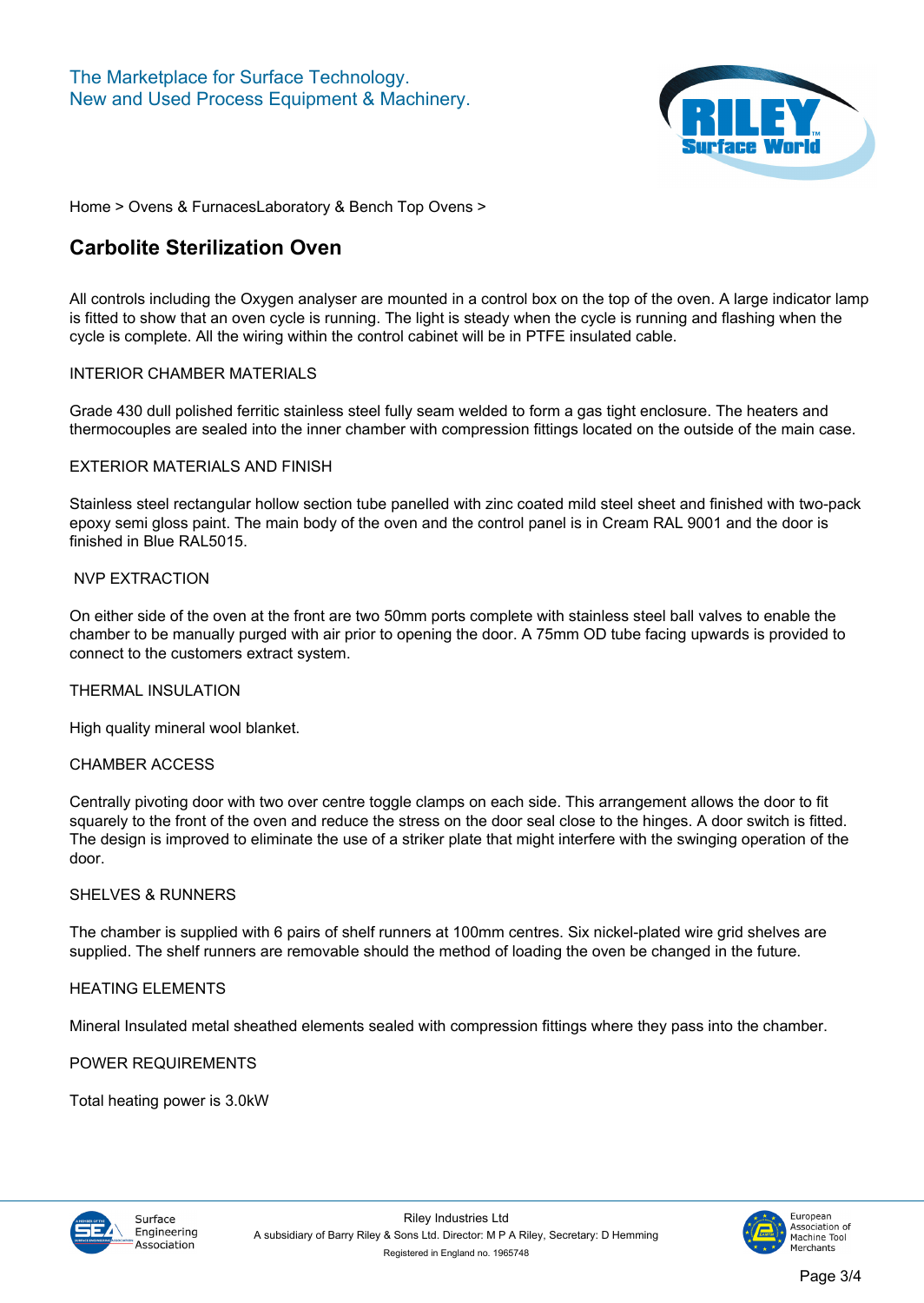Home > Ovens & FurnacesLaboratory & Bench Top Ovens >

# Carbolite Sterilization Oven

All controls including the Oxygen analyser are mounted in a control box on the top of the oven. A large indicator lamp is fitted to show that an oven cycle is running. The light is steady when the cycle is running and flashing when the cycle is complete. All the wiring within the control cabinet will be in PTFE insulated cable.

INTERIOR CHAMBER MATERIALS

Grade 430 dull polished ferritic stainless steel fully seam welded to form a gas tight enclosure. The heaters and thermocouples are sealed into the inner chamber with compression fittings located on the outside of the main case.

EXTERIOR MATERIALS AND FINISH

Stainless steel rectangular hollow section tube panelled with zinc coated mild steel sheet and finished with two-pack epoxy semi gloss paint. The main body of the oven and the control panel is in Cream RAL 9001 and the door is finished in Blue RAL5015.

NVP EXTRACTION

On either side of the oven at the front are two 50mm ports complete with stainless steel ball valves to enable the chamber to be manually purged with air prior to opening the door. A 75mm OD tube facing upwards is provided to connect to the customers extract system.

THERMAL INSULATION

High quality mineral wool blanket.

CHAMBER ACCESS

Centrally pivoting door with two over centre toggle clamps on each side. This arrangement allows the door to fit squarely to the front of the oven and reduce the stress on the door seal close to the hinges. A door switch is fitted. The design is improved to eliminate the use of a striker plate that might interfere with the swinging operation of the door.

SHELVES & RUNNERS

The chamber is supplied with 6 pairs of shelf runners at 100mm centres. Six nickel-plated wire grid shelves are supplied. The shelf runners are removable should the method of loading the oven be changed in the future.

HEATING ELEMENTS

Mineral Insulated metal sheathed elements sealed with compression fittings where they pass into the chamber.

POWER REQUIREMENTS

Total heating power is 3.0kW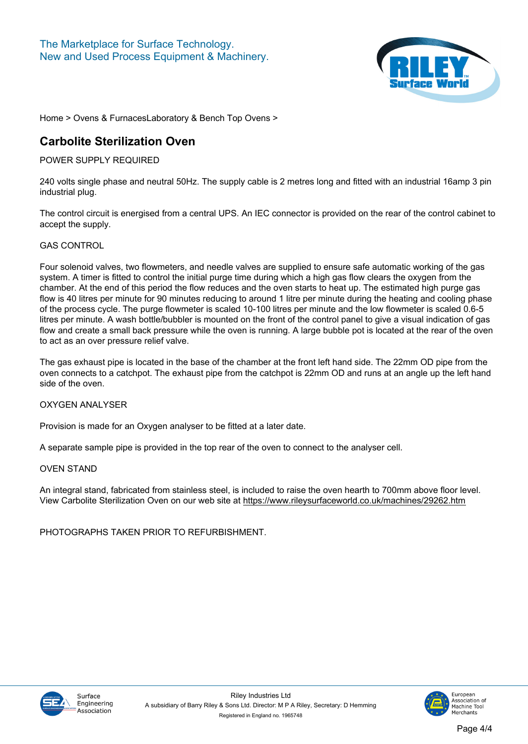Home > Ovens & FurnacesLaboratory & Bench Top Ovens >

# Carbolite Sterilization Oven

POWER SUPPLY REQUIRED

240 volts single phase and neutral 50Hz. The supply cable is 2 metres long and fitted with an industrial 16amp 3 pin industrial plug.

The control circuit is energised from a central UPS. An IEC connector is provided on the rear of the control cabinet to accept the supply.

GAS CONTROL

Four solenoid valves, two flowmeters, and needle valves are supplied to ensure safe automatic working of the gas system. A timer is fitted to control the initial purge time during which a high gas flow clears the oxygen from the chamber. At the end of this period the flow reduces and the oven starts to heat up. The estimated high purge gas flow is 40 litres per minute for 90 minutes reducing to around 1 litre per minute during the heating and cooling phase of the process cycle. The purge flowmeter is scaled 10-100 litres per minute and the low flowmeter is scaled 0.6-5 litres per minute. A wash bottle/bubbler is mounted on the front of the control panel to give a visual indication of gas flow and create a small back pressure while the oven is running. A large bubble pot is located at the rear of the oven to act as an over pressure relief valve.

The gas exhaust pipe is located in the base of the chamber at the front left hand side. The 22mm OD pipe from the oven connects to a catchpot. The exhaust pipe from the catchpot is 22mm OD and runs at an angle up the left hand side of the oven.

OXYGEN ANALYSER

Provision is made for an Oxygen analyser to be fitted at a later date.

A separate sample pipe is provided in the top rear of the oven to connect to the analyser cell.

OVEN STAND

An integral stand, fabricated from stainless steel, is included to raise the oven hearth to 700mm above floor level.
View Carbolite Sterilization Oven on our web site at https://www.rileysurfaceworld.co.uk/machines/29262.htm

PHOTOGRAPHS TAKEN PRIOR TO REFURBISHMENT.